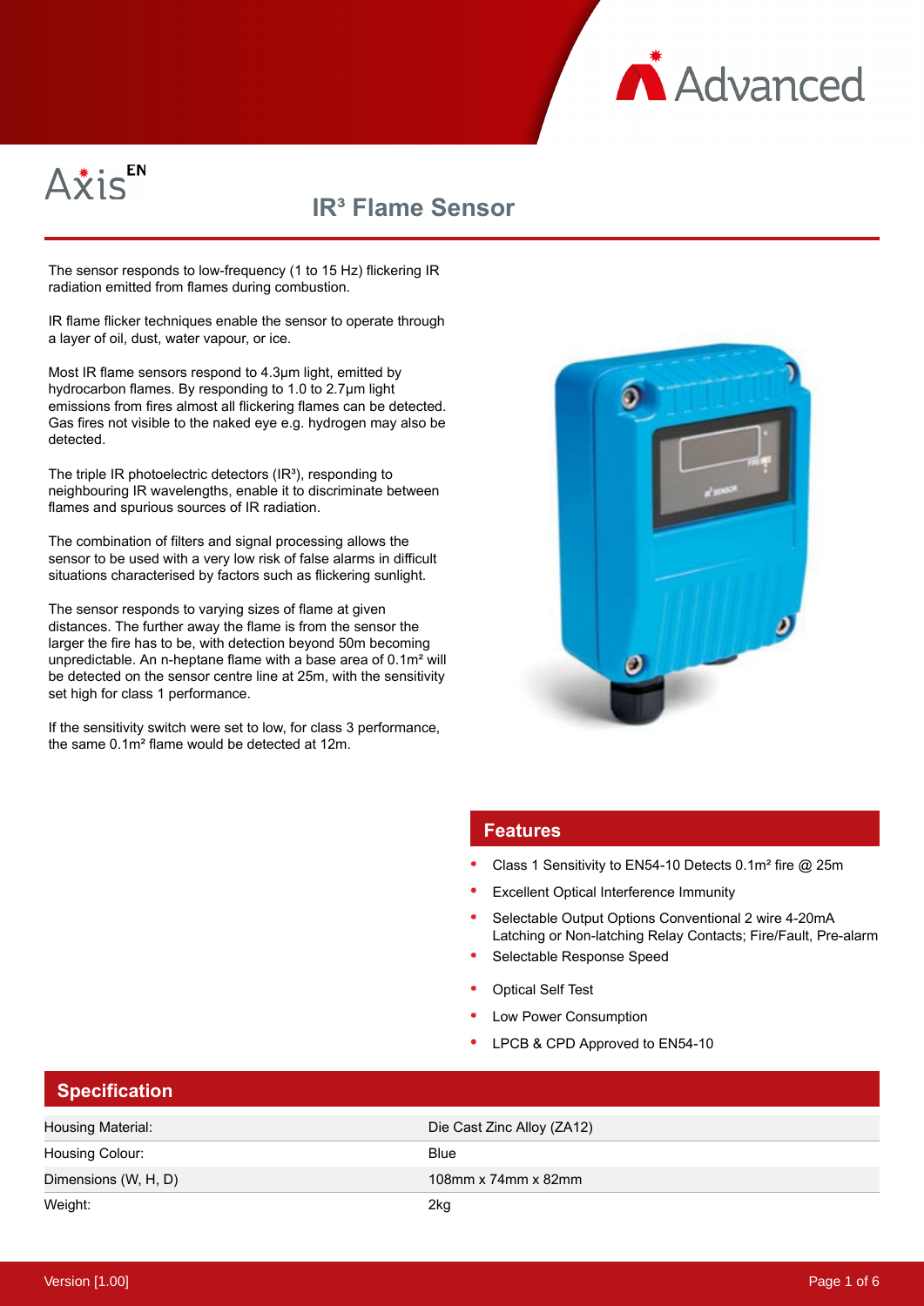Axis EN

# IR³ Flame Sensor

The sensor responds to low-frequency (1 to 15 Hz) flickering IR radiation emitted from flames during combustion.

IR flame flicker techniques enable the sensor to operate through a layer of oil, dust, water vapour, or ice.

Most IR flame sensors respond to 4.3µm light, emitted by hydrocarbon flames. By responding to 1.0 to 2.7µm light emissions from fires almost all flickering flames can be detected. Gas fires not visible to the naked eye e.g. hydrogen may also be detected.

The triple IR photoelectric detectors (IR³), responding to neighbouring IR wavelengths, enable it to discriminate between flames and spurious sources of IR radiation.

The combination of filters and signal processing allows the sensor to be used with a very low risk of false alarms in difficult situations characterised by factors such as flickering sunlight.

The sensor responds to varying sizes of flame at given distances. The further away the flame is from the sensor the larger the fire has to be, with detection beyond 50m becoming unpredictable. An n-heptane flame with a base area of 0.1m² will be detected on the sensor centre line at 25m, with the sensitivity set high for class 1 performance.

If the sensitivity switch were set to low, for class 3 performance, the same 0.1m² flame would be detected at 12m.

## Features

- Class 1 Sensitivity to EN54-10 Detects 0.1m² fire @ 25m
- Excellent Optical Interference Immunity
- Selectable Output Options Conventional 2 wire 4-20mA Latching or Non-latching Relay Contacts; Fire/Fault, Pre-alarm
- Selectable Response Speed
- Optical Self Test
- Low Power Consumption
- LPCB & CPD Approved to EN54-10

## Specification

| | |
|---|---|
| Housing Material: | Die Cast Zinc Alloy (ZA12) |
| Housing Colour: | Blue |
| Dimensions (W, H, D) | 108mm x 74mm x 82mm |
| Weight: | 2kg |

Version [1.00]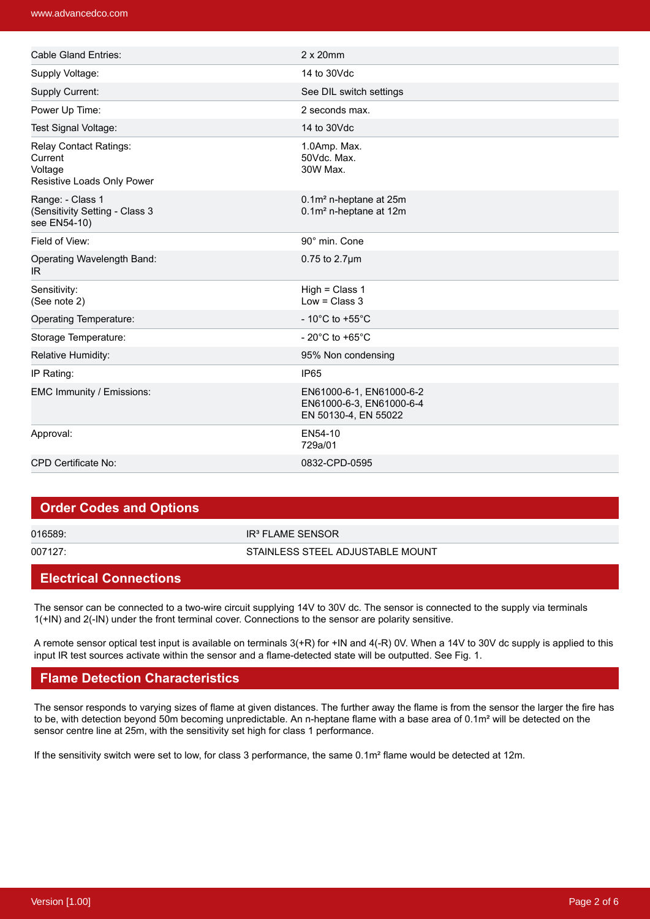| | |
|---|---|
| Cable Gland Entries: | 2 x 20mm |
| Supply Voltage: | 14 to 30Vdc |
| Supply Current: | See DIL switch settings |
| Power Up Time: | 2 seconds max. |
| Test Signal Voltage: | 14 to 30Vdc |
| Relay Contact Ratings:<br>Current<br>Voltage<br>Resistive Loads Only Power | 1.0Amp. Max.<br>50Vdc. Max.<br>30W Max. |
| Range: - Class 1<br>(Sensitivity Setting - Class 3<br>see EN54-10) | 0.1m² n-heptane at 25m<br>0.1m² n-heptane at 12m |
| Field of View: | 90° min. Cone |
| Operating Wavelength Band:<br>IR | 0.75 to 2.7µm |
| Sensitivity:<br>(See note 2) | High = Class 1<br>Low = Class 3 |
| Operating Temperature: | - 10°C to +55°C |
| Storage Temperature: | - 20°C to +65°C |
| Relative Humidity: | 95% Non condensing |
| IP Rating: | IP65 |
| EMC Immunity / Emissions: | EN61000-6-1, EN61000-6-2<br>EN61000-6-3, EN61000-6-4<br>EN 50130-4, EN 55022 |
| Approval: | EN54-10<br>729a/01 |
| CPD Certificate No: | 0832-CPD-0595 |

## Order Codes and Options

| | |
|---|---|
| 016589: | IR³ FLAME SENSOR |
| 007127: | STAINLESS STEEL ADJUSTABLE MOUNT |

## Electrical Connections

The sensor can be connected to a two-wire circuit supplying 14V to 30V dc. The sensor is connected to the supply via terminals 1(+IN) and 2(-IN) under the front terminal cover. Connections to the sensor are polarity sensitive.

A remote sensor optical test input is available on terminals 3(+R) for +IN and 4(-R) 0V. When a 14V to 30V dc supply is applied to this input IR test sources activate within the sensor and a flame-detected state will be outputted. See Fig. 1.

## Flame Detection Characteristics

The sensor responds to varying sizes of flame at given distances. The further away the flame is from the sensor the larger the fire has to be, with detection beyond 50m becoming unpredictable. An n-heptane flame with a base area of 0.1m² will be detected on the sensor centre line at 25m, with the sensitivity set high for class 1 performance.

If the sensitivity switch were set to low, for class 3 performance, the same 0.1m² flame would be detected at 12m.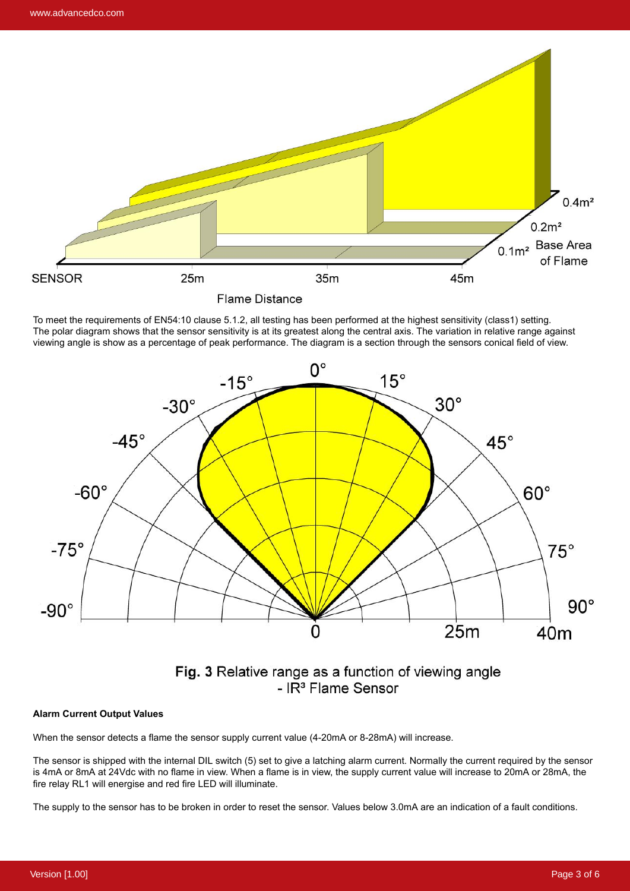0.4m²
0.2m²
0.1m²
Base Area of Flame

SENSOR
25m
35m
45m

Flame Distance

To meet the requirements of EN54:10 clause 5.1.2, all testing has been performed at the highest sensitivity (class1) setting. The polar diagram shows that the sensor sensitivity is at its greatest along the central axis. The variation in relative range against viewing angle is show as a percentage of peak performance. The diagram is a section through the sensors conical field of view.

0°
-15°
15°
-30°
30°
-45°
45°
-60°
60°
-75°
75°
-90°
90°
0
25m
40m

**Fig. 3** Relative range as a function of viewing angle - IR³ Flame Sensor

**Alarm Current Output Values**

When the sensor detects a flame the sensor supply current value (4-20mA or 8-28mA) will increase.

The sensor is shipped with the internal DIL switch (5) set to give a latching alarm current. Normally the current required by the sensor is 4mA or 8mA at 24Vdc with no flame in view. When a flame is in view, the supply current value will increase to 20mA or 28mA, the fire relay RL1 will energise and red fire LED will illuminate.

The supply to the sensor has to be broken in order to reset the sensor. Values below 3.0mA are an indication of a fault conditions.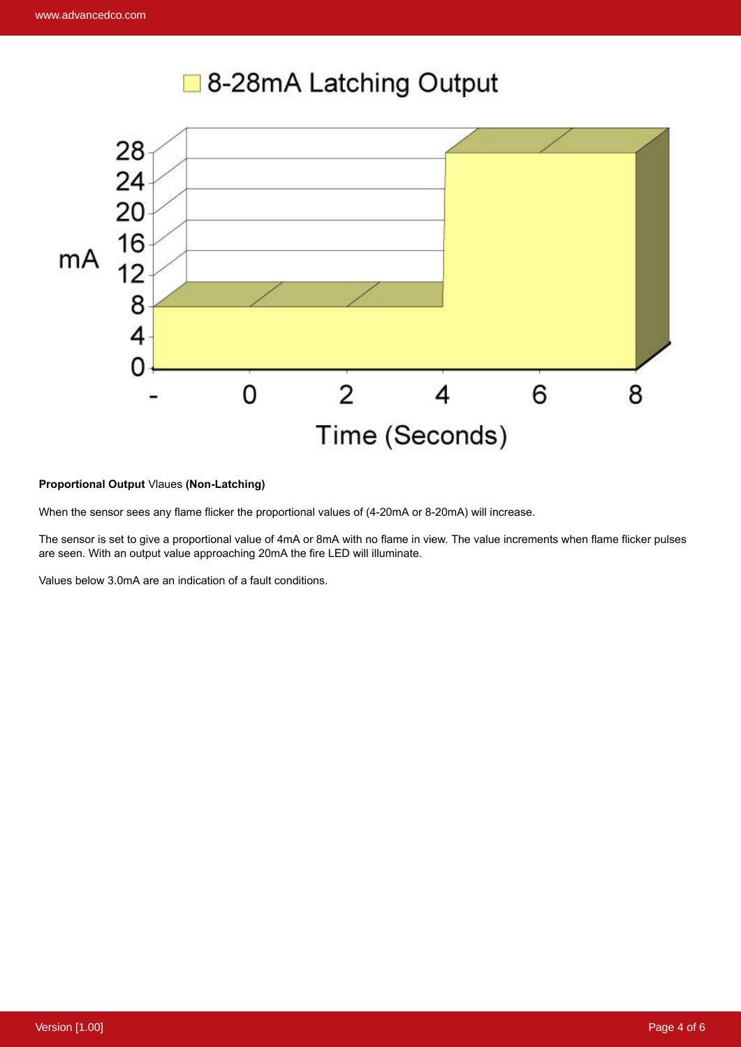8-28mA Latching Output

mA

28
24
20
16
12
8
4
0

- 0 2 4 6 8

Time (Seconds)

**Proportional Output** Vlaues **(Non-Latching)**

When the sensor sees any flame flicker the proportional values of (4-20mA or 8-20mA) will increase.

The sensor is set to give a proportional value of 4mA or 8mA with no flame in view. The value increments when flame flicker pulses are seen. With an output value approaching 20mA the fire LED will illuminate.

Values below 3.0mA are an indication of a fault conditions.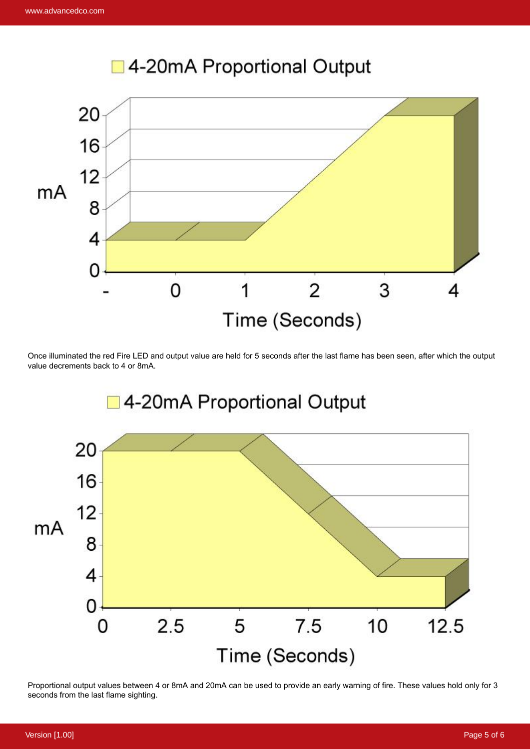## 4-20mA Proportional Output

mA

Time (Seconds)

Once illuminated the red Fire LED and output value are held for 5 seconds after the last flame has been seen, after which the output value decrements back to 4 or 8mA.

## 4-20mA Proportional Output

mA

Time (Seconds)

Proportional output values between 4 or 8mA and 20mA can be used to provide an early warning of fire. These values hold only for 3 seconds from the last flame sighting.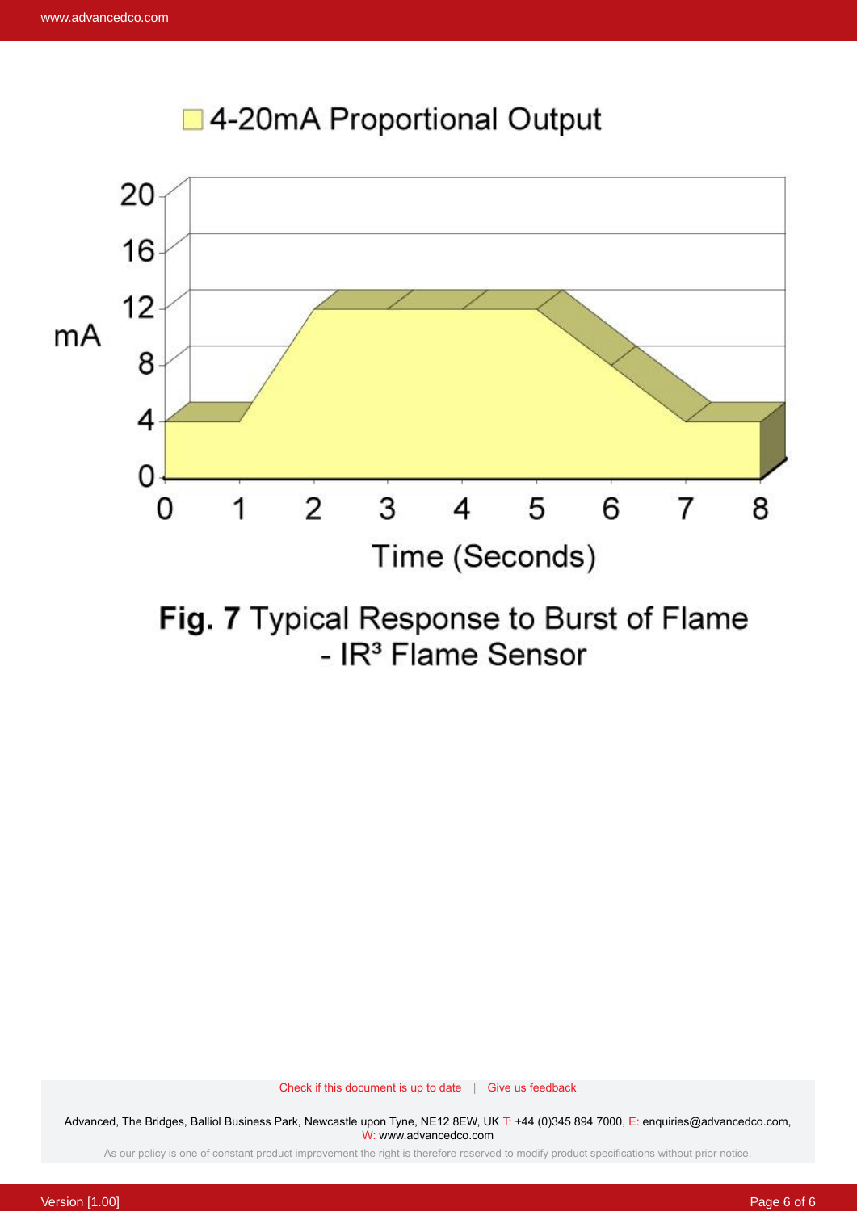4-20mA Proportional Output

20
16
12
8
4
0

mA

0 1 2 3 4 5 6 7 8

Time (Seconds)

**Fig. 7** Typical Response to Burst of Flame - IR³ Flame Sensor

Check if this document is up to date | Give us feedback

Advanced, The Bridges, Balliol Business Park, Newcastle upon Tyne, NE12 8EW, UK T: +44 (0)345 894 7000, E: enquiries@advancedco.com, W: www.advancedco.com

As our policy is one of constant product improvement the right is therefore reserved to modify product specifications without prior notice.

Version [1.00]